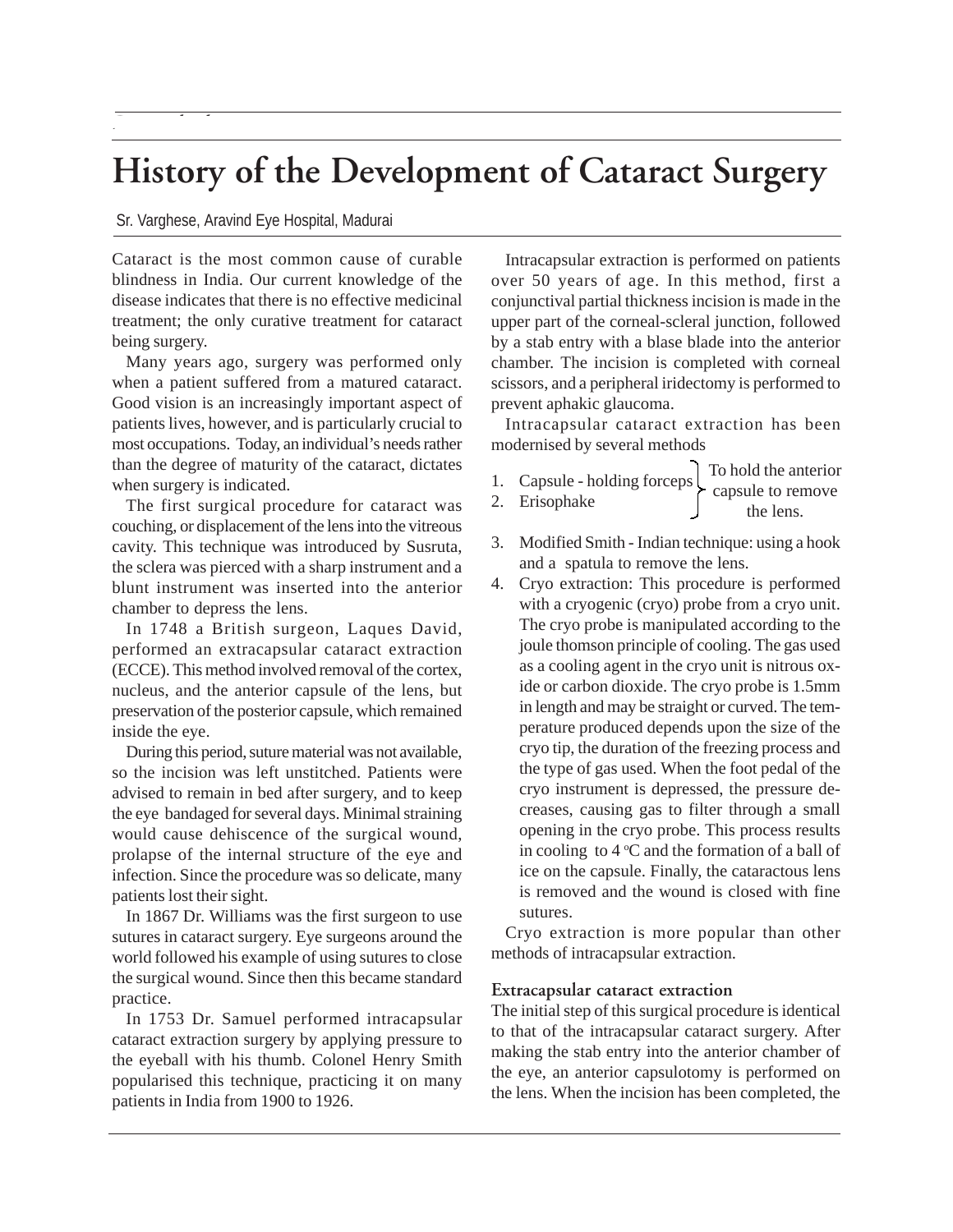# History of the Development of Cataract Surgery

Sr. Varghese, Aravind Eye Hospital, Madurai

Cataract is the most common cause of curable blindness in India. Our current knowledge of the disease indicates that there is no effective medicinal treatment; the only curative treatment for cataract being surgery.

Many years ago, surgery was performed only when a patient suffered from a matured cataract. Good vision is an increasingly important aspect of patients lives, however, and is particularly crucial to most occupations. Today, an individual's needs rather than the degree of maturity of the cataract, dictates when surgery is indicated.

The first surgical procedure for cataract was couching, or displacement of the lens into the vitreous cavity. This technique was introduced by Susruta, the sclera was pierced with a sharp instrument and a blunt instrument was inserted into the anterior chamber to depress the lens.

In 1748 a British surgeon, Laques David, performed an extracapsular cataract extraction (ECCE). This method involved removal of the cortex, nucleus, and the anterior capsule of the lens, but preservation of the posterior capsule, which remained inside the eye.

During this period, suture material was not available, so the incision was left unstitched. Patients were advised to remain in bed after surgery, and to keep the eye bandaged for several days. Minimal straining would cause dehiscence of the surgical wound, prolapse of the internal structure of the eye and infection. Since the procedure was so delicate, many patients lost their sight.

In 1867 Dr. Williams was the first surgeon to use sutures in cataract surgery. Eye surgeons around the world followed his example of using sutures to close the surgical wound. Since then this became standard practice.

In 1753 Dr. Samuel performed intracapsular cataract extraction surgery by applying pressure to the eyeball with his thumb. Colonel Henry Smith popularised this technique, practicing it on many patients in India from 1900 to 1926.

Intracapsular extraction is performed on patients over 50 years of age. In this method, first a conjunctival partial thickness incision is made in the upper part of the corneal-scleral junction, followed by a stab entry with a blase blade into the anterior chamber. The incision is completed with corneal scissors, and a peripheral iridectomy is performed to prevent aphakic glaucoma.

Intracapsular cataract extraction has been modernised by several methods

1. Capsule - holding forceps
2. Erisophake

} To hold the anterior capsule to remove the lens.

3. Modified Smith - Indian technique: using a hook and a spatula to remove the lens.
4. Cryo extraction: This procedure is performed with a cryogenic (cryo) probe from a cryo unit. The cryo probe is manipulated according to the joule thomson principle of cooling. The gas used as a cooling agent in the cryo unit is nitrous oxide or carbon dioxide. The cryo probe is 1.5mm in length and may be straight or curved. The temperature produced depends upon the size of the cryo tip, the duration of the freezing process and the type of gas used. When the foot pedal of the cryo instrument is depressed, the pressure decreases, causing gas to filter through a small opening in the cryo probe. This process results in cooling to 4 $^{o}$C and the formation of a ball of ice on the capsule. Finally, the cataractous lens is removed and the wound is closed with fine sutures.

Cryo extraction is more popular than other methods of intracapsular extraction.

### Extracapsular cataract extraction

The initial step of this surgical procedure is identical to that of the intracapsular cataract surgery. After making the stab entry into the anterior chamber of the eye, an anterior capsulotomy is performed on the lens. When the incision has been completed, the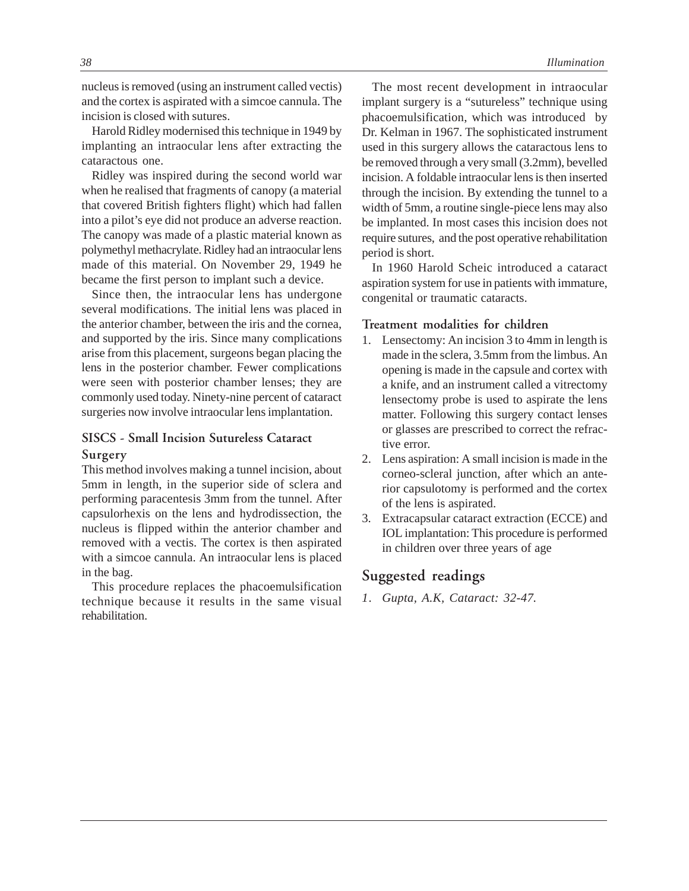nucleus is removed (using an instrument called vectis) and the cortex is aspirated with a simcoe cannula. The incision is closed with sutures.

Harold Ridley modernised this technique in 1949 by implanting an intraocular lens after extracting the cataractous one.

Ridley was inspired during the second world war when he realised that fragments of canopy (a material that covered British fighters flight) which had fallen into a pilot's eye did not produce an adverse reaction. The canopy was made of a plastic material known as polymethyl methacrylate. Ridley had an intraocular lens made of this material. On November 29, 1949 he became the first person to implant such a device.

Since then, the intraocular lens has undergone several modifications. The initial lens was placed in the anterior chamber, between the iris and the cornea, and supported by the iris. Since many complications arise from this placement, surgeons began placing the lens in the posterior chamber. Fewer complications were seen with posterior chamber lenses; they are commonly used today. Ninety-nine percent of cataract surgeries now involve intraocular lens implantation.

### SISCS - Small Incision Sutureless Cataract Surgery

This method involves making a tunnel incision, about 5mm in length, in the superior side of sclera and performing paracentesis 3mm from the tunnel. After capsulorhexis on the lens and hydrodissection, the nucleus is flipped within the anterior chamber and removed with a vectis. The cortex is then aspirated with a simcoe cannula. An intraocular lens is placed in the bag.

This procedure replaces the phacoemulsification technique because it results in the same visual rehabilitation.

The most recent development in intraocular implant surgery is a "sutureless" technique using phacoemulsification, which was introduced by Dr. Kelman in 1967. The sophisticated instrument used in this surgery allows the cataractous lens to be removed through a very small (3.2mm), bevelled incision. A foldable intraocular lens is then inserted through the incision. By extending the tunnel to a width of 5mm, a routine single-piece lens may also be implanted. In most cases this incision does not require sutures, and the post operative rehabilitation period is short.

In 1960 Harold Scheic introduced a cataract aspiration system for use in patients with immature, congenital or traumatic cataracts.

### Treatment modalities for children

1. Lensectomy: An incision 3 to 4mm in length is made in the sclera, 3.5mm from the limbus. An opening is made in the capsule and cortex with a knife, and an instrument called a vitrectomy lensectomy probe is used to aspirate the lens matter. Following this surgery contact lenses or glasses are prescribed to correct the refractive error.
2. Lens aspiration: A small incision is made in the corneo-scleral junction, after which an anterior capsulotomy is performed and the cortex of the lens is aspirated.
3. Extracapsular cataract extraction (ECCE) and IOL implantation: This procedure is performed in children over three years of age

## Suggested readings

1. *Gupta, A.K, Cataract: 32-47.*